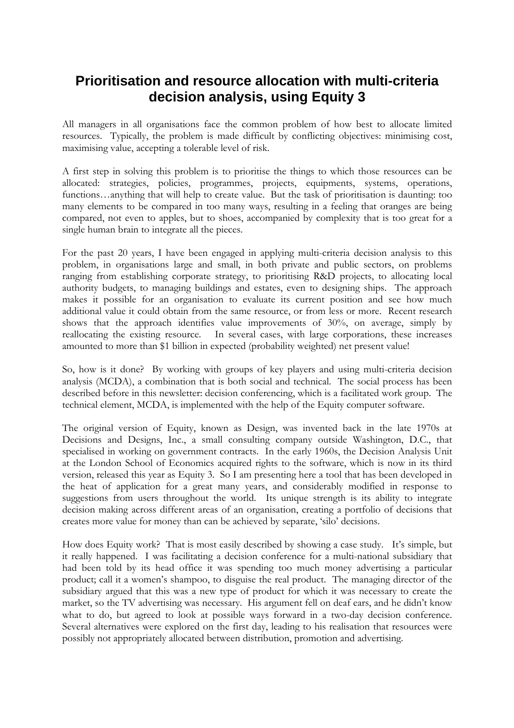# Prioritisation and resource allocation with multi-criteria decision analysis, using Equity 3

All managers in all organisations face the common problem of how best to allocate limited resources. Typically, the problem is made difficult by conflicting objectives: minimising cost, maximising value, accepting a tolerable level of risk.

A first step in solving this problem is to prioritise the things to which those resources can be allocated: strategies, policies, programmes, projects, equipments, systems, operations, functions…anything that will help to create value. But the task of prioritisation is daunting: too many elements to be compared in too many ways, resulting in a feeling that oranges are being compared, not even to apples, but to shoes, accompanied by complexity that is too great for a single human brain to integrate all the pieces.

For the past 20 years, I have been engaged in applying multi-criteria decision analysis to this problem, in organisations large and small, in both private and public sectors, on problems ranging from establishing corporate strategy, to prioritising R&D projects, to allocating local authority budgets, to managing buildings and estates, even to designing ships. The approach makes it possible for an organisation to evaluate its current position and see how much additional value it could obtain from the same resource, or from less or more. Recent research shows that the approach identifies value improvements of 30%, on average, simply by reallocating the existing resource. In several cases, with large corporations, these increases amounted to more than $1 billion in expected (probability weighted) net present value!

So, how is it done? By working with groups of key players and using multi-criteria decision analysis (MCDA), a combination that is both social and technical. The social process has been described before in this newsletter: decision conferencing, which is a facilitated work group. The technical element, MCDA, is implemented with the help of the Equity computer software.

The original version of Equity, known as Design, was invented back in the late 1970s at Decisions and Designs, Inc., a small consulting company outside Washington, D.C., that specialised in working on government contracts. In the early 1960s, the Decision Analysis Unit at the London School of Economics acquired rights to the software, which is now in its third version, released this year as Equity 3. So I am presenting here a tool that has been developed in the heat of application for a great many years, and considerably modified in response to suggestions from users throughout the world. Its unique strength is its ability to integrate decision making across different areas of an organisation, creating a portfolio of decisions that creates more value for money than can be achieved by separate, 'silo' decisions.

How does Equity work? That is most easily described by showing a case study. It's simple, but it really happened. I was facilitating a decision conference for a multi-national subsidiary that had been told by its head office it was spending too much money advertising a particular product; call it a women's shampoo, to disguise the real product. The managing director of the subsidiary argued that this was a new type of product for which it was necessary to create the market, so the TV advertising was necessary. His argument fell on deaf ears, and he didn't know what to do, but agreed to look at possible ways forward in a two-day decision conference. Several alternatives were explored on the first day, leading to his realisation that resources were possibly not appropriately allocated between distribution, promotion and advertising.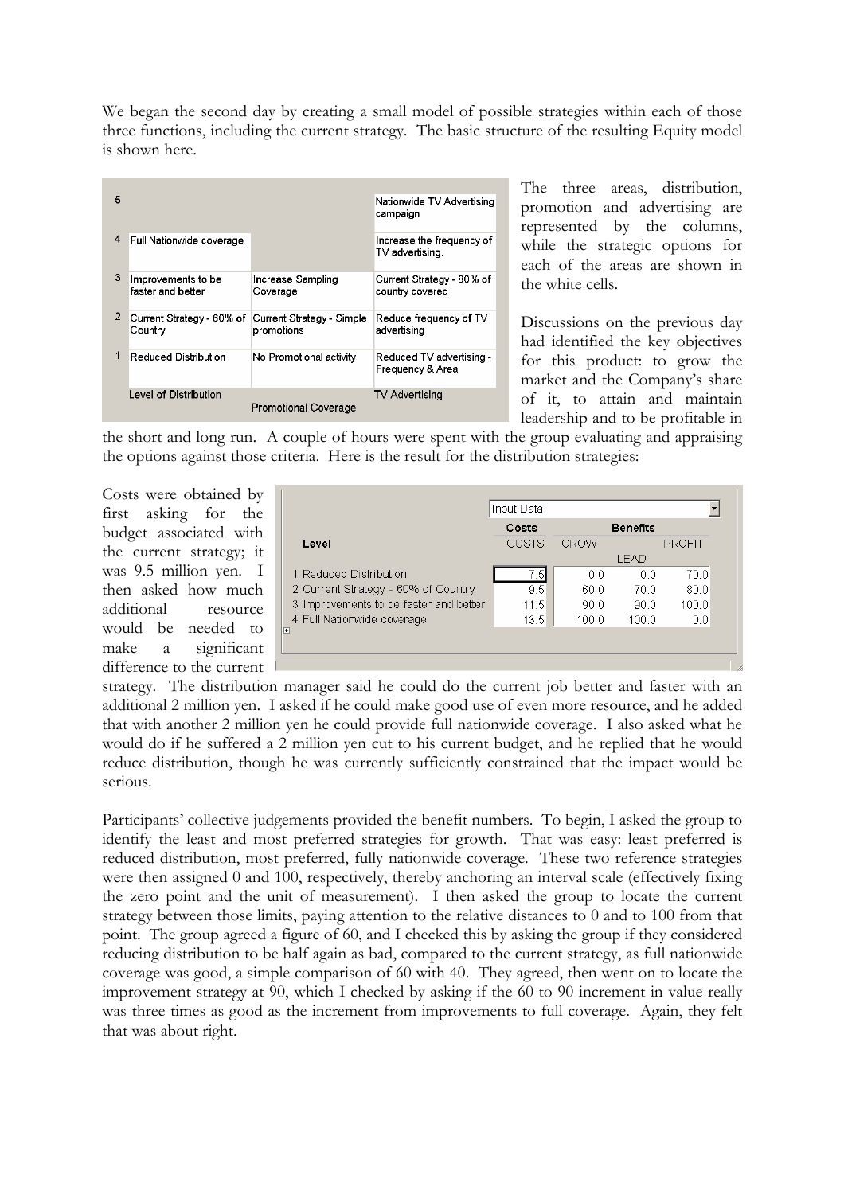We began the second day by creating a small model of possible strategies within each of those three functions, including the current strategy. The basic structure of the resulting Equity model is shown here.

| | Level of Distribution | Promotional Coverage | TV Advertising |
|---|---|---|---|
| 5 | | | Nationwide TV Advertising campaign |
| 4 | Full Nationwide coverage | | Increase the frequency of TV advertising. |
| 3 | Improvements to be faster and better | Increase Sampling Coverage | Current Strategy - 80% of country covered |
| 2 | Current Strategy - 60% of Country | Current Strategy - Simple promotions | Reduce frequency of TV advertising |
| 1 | Reduced Distribution | No Promotional activity | Reduced TV advertising - Frequency & Area |

The three areas, distribution, promotion and advertising are represented by the columns, while the strategic options for each of the areas are shown in the white cells.

Discussions on the previous day had identified the key objectives for this product: to grow the market and the Company's share of it, to attain and maintain leadership and to be profitable in the short and long run. A couple of hours were spent with the group evaluating and appraising the options against those criteria. Here is the result for the distribution strategies:

Input Data

| Level | Costs | Benefits | | |
|---|---|---|---|---|
| | COSTS | GROW | LEAD | PROFIT |
| 1 Reduced Distribution | 7.5 | 0.0 | 0.0 | 70.0 |
| 2 Current Strategy - 60% of Country | 9.5 | 60.0 | 70.0 | 80.0 |
| 3 Improvements to be faster and better | 11.5 | 90.0 | 90.0 | 100.0 |
| 4 Full Nationwide coverage | 13.5 | 100.0 | 100.0 | 0.0 |

Costs were obtained by first asking for the budget associated with the current strategy; it was 9.5 million yen. I then asked how much additional resource would be needed to make a significant difference to the current strategy. The distribution manager said he could do the current job better and faster with an additional 2 million yen. I asked if he could make good use of even more resource, and he added that with another 2 million yen he could provide full nationwide coverage. I also asked what he would do if he suffered a 2 million yen cut to his current budget, and he replied that he would reduce distribution, though he was currently sufficiently constrained that the impact would be serious.

Participants' collective judgements provided the benefit numbers. To begin, I asked the group to identify the least and most preferred strategies for growth. That was easy: least preferred is reduced distribution, most preferred, fully nationwide coverage. These two reference strategies were then assigned 0 and 100, respectively, thereby anchoring an interval scale (effectively fixing the zero point and the unit of measurement). I then asked the group to locate the current strategy between those limits, paying attention to the relative distances to 0 and to 100 from that point. The group agreed a figure of 60, and I checked this by asking the group if they considered reducing distribution to be half again as bad, compared to the current strategy, as full nationwide coverage was good, a simple comparison of 60 with 40. They agreed, then went on to locate the improvement strategy at 90, which I checked by asking if the 60 to 90 increment in value really was three times as good as the increment from improvements to full coverage. Again, they felt that was about right.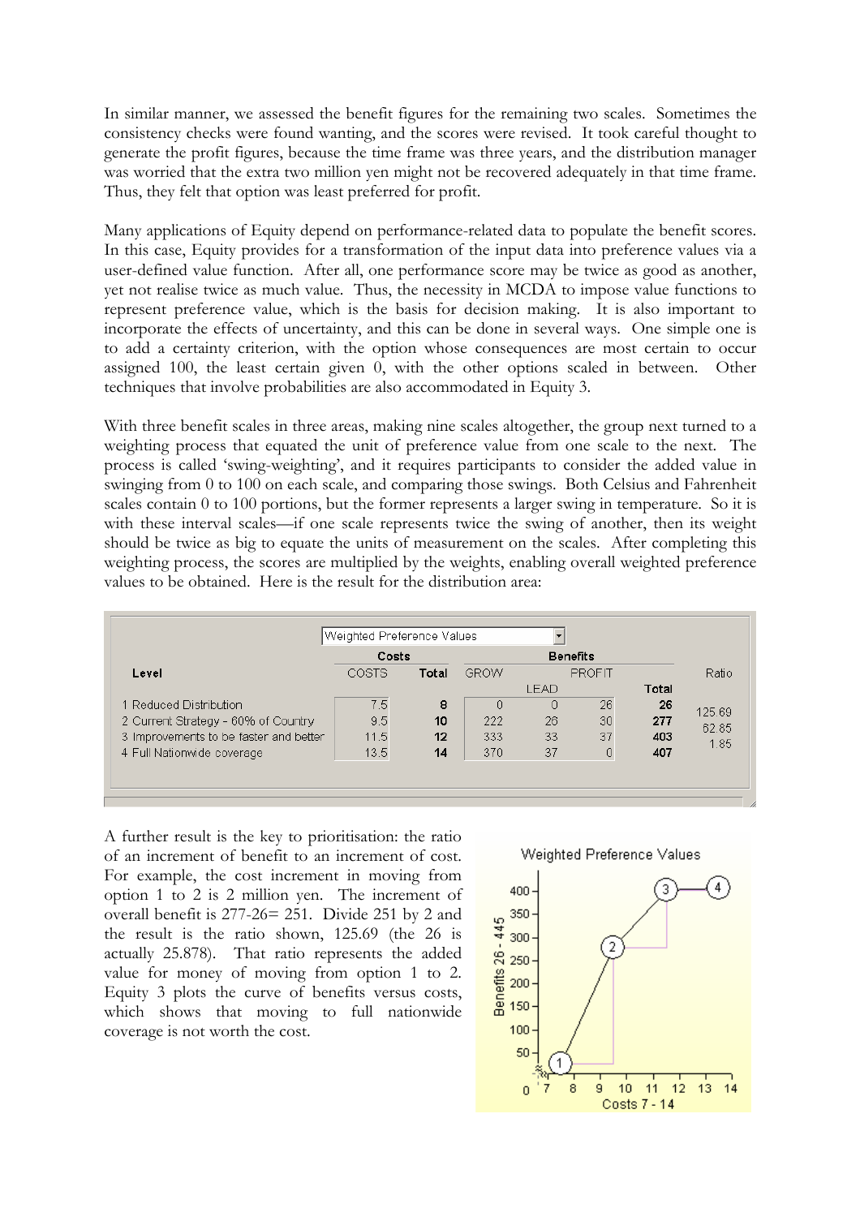In similar manner, we assessed the benefit figures for the remaining two scales. Sometimes the consistency checks were found wanting, and the scores were revised. It took careful thought to generate the profit figures, because the time frame was three years, and the distribution manager was worried that the extra two million yen might not be recovered adequately in that time frame. Thus, they felt that option was least preferred for profit.

Many applications of Equity depend on performance-related data to populate the benefit scores. In this case, Equity provides for a transformation of the input data into preference values via a user-defined value function. After all, one performance score may be twice as good as another, yet not realise twice as much value. Thus, the necessity in MCDA to impose value functions to represent preference value, which is the basis for decision making. It is also important to incorporate the effects of uncertainty, and this can be done in several ways. One simple one is to add a certainty criterion, with the option whose consequences are most certain to occur assigned 100, the least certain given 0, with the other options scaled in between. Other techniques that involve probabilities are also accommodated in Equity 3.

With three benefit scales in three areas, making nine scales altogether, the group next turned to a weighting process that equated the unit of preference value from one scale to the next. The process is called 'swing-weighting', and it requires participants to consider the added value in swinging from 0 to 100 on each scale, and comparing those swings. Both Celsius and Fahrenheit scales contain 0 to 100 portions, but the former represents a larger swing in temperature. So it is with these interval scales—if one scale represents twice the swing of another, then its weight should be twice as big to equate the units of measurement on the scales. After completing this weighting process, the scores are multiplied by the weights, enabling overall weighted preference values to be obtained. Here is the result for the distribution area:

Weighted Preference Values

| Level | Costs | | Benefits | | | | Ratio |
|---|---|---|---|---|---|---|---|
| | COSTS | Total | GROW | LEAD | PROFIT | Total | |
| 1 Reduced Distribution | 7.5 | 8 | 0 | 0 | 26 | 26 | |
| 2 Current Strategy - 60% of Country | 9.5 | 10 | 222 | 26 | 30 | 277 | 125.69 |
| 3 Improvements to be faster and better | 11.5 | 12 | 333 | 33 | 37 | 403 | 62.85 |
| 4 Full Nationwide coverage | 13.5 | 14 | 370 | 37 | 0 | 407 | 1.85 |

A further result is the key to prioritisation: the ratio of an increment of benefit to an increment of cost. For example, the cost increment in moving from option 1 to 2 is 2 million yen. The increment of overall benefit is 277-26= 251. Divide 251 by 2 and the result is the ratio shown, 125.69 (the 26 is actually 25.878). That ratio represents the added value for money of moving from option 1 to 2. Equity 3 plots the curve of benefits versus costs, which shows that moving to full nationwide coverage is not worth the cost.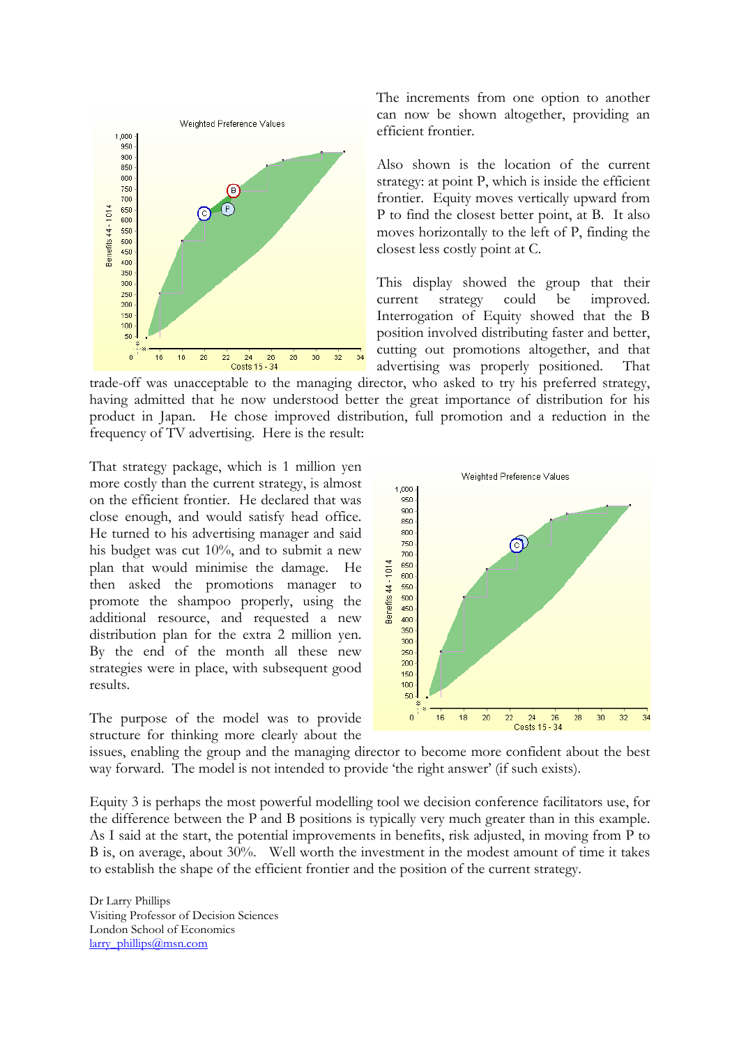Weighted Preference Values

Benefits 44 - 1014

Costs 15 - 34

1,000
950
900
850
800
750
700
650
600
550
500
450
400
350
300
250
200
150
100
50
0

16 18 20 22 24 26 28 30 32 34

B
C
P

The increments from one option to another can now be shown altogether, providing an efficient frontier.

Also shown is the location of the current strategy: at point P, which is inside the efficient frontier. Equity moves vertically upward from P to find the closest better point, at B. It also moves horizontally to the left of P, finding the closest less costly point at C.

This display showed the group that their current strategy could be improved. Interrogation of Equity showed that the B position involved distributing faster and better, cutting out promotions altogether, and that advertising was properly positioned. That trade-off was unacceptable to the managing director, who asked to try his preferred strategy, having admitted that he now understood better the great importance of distribution for his product in Japan. He chose improved distribution, full promotion and a reduction in the frequency of TV advertising. Here is the result:

Weighted Preference Values

Benefits 44 - 1014

Costs 15 - 34

1,000
950
900
850
800
750
700
650
600
550
500
450
400
350
300
250
200
150
100
50
0

16 18 20 22 24 26 28 30 32 34

C

That strategy package, which is 1 million yen more costly than the current strategy, is almost on the efficient frontier. He declared that was close enough, and would satisfy head office. He turned to his advertising manager and said his budget was cut 10%, and to submit a new plan that would minimise the damage. He then asked the promotions manager to promote the shampoo properly, using the additional resource, and requested a new distribution plan for the extra 2 million yen. By the end of the month all these new strategies were in place, with subsequent good results.

The purpose of the model was to provide structure for thinking more clearly about the issues, enabling the group and the managing director to become more confident about the best way forward. The model is not intended to provide 'the right answer' (if such exists).

Equity 3 is perhaps the most powerful modelling tool we decision conference facilitators use, for the difference between the P and B positions is typically very much greater than in this example. As I said at the start, the potential improvements in benefits, risk adjusted, in moving from P to B is, on average, about 30%. Well worth the investment in the modest amount of time it takes to establish the shape of the efficient frontier and the position of the current strategy.

Dr Larry Phillips
Visiting Professor of Decision Sciences
London School of Economics
larry_phillips@msn.com